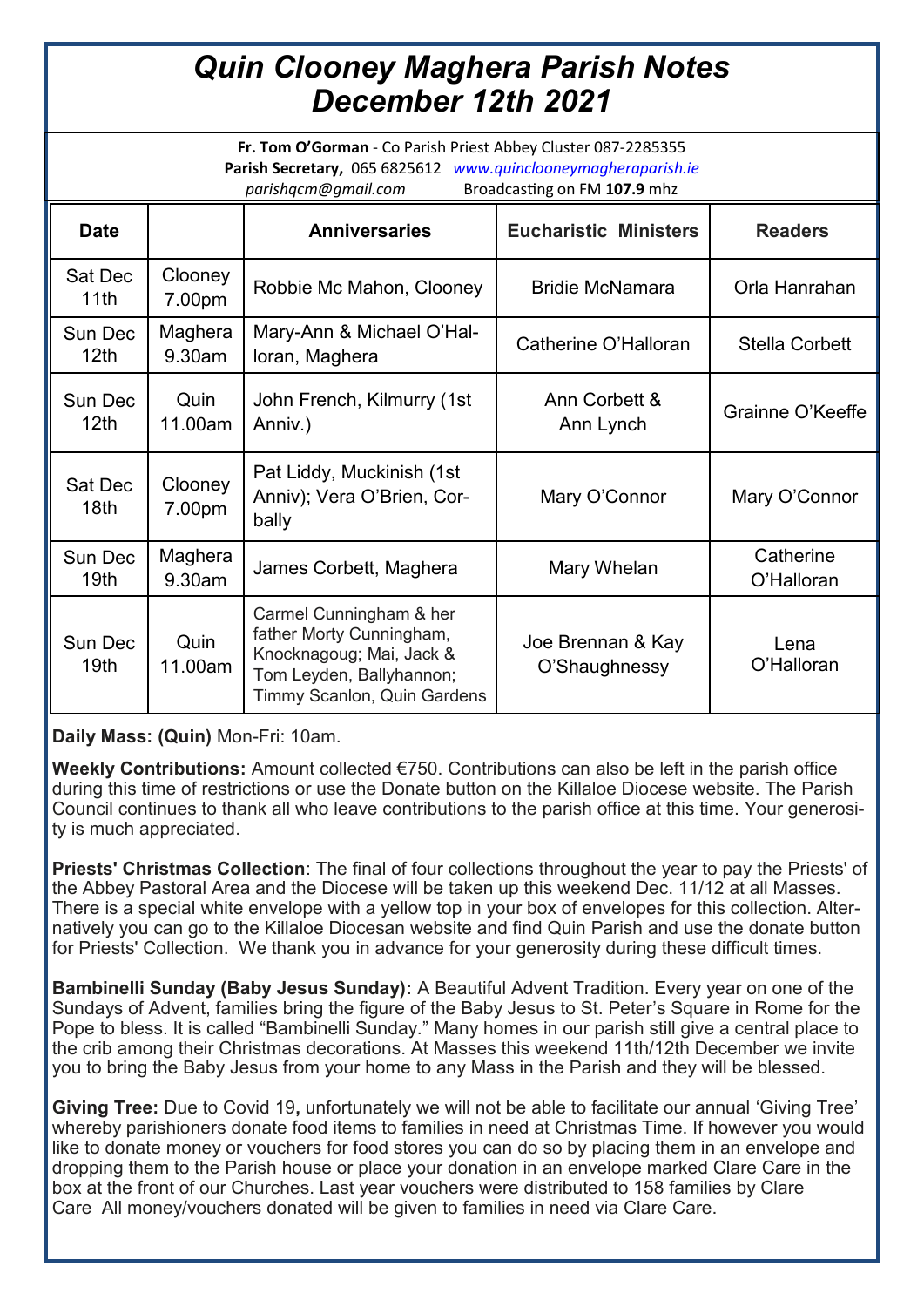# *Quin Clooney Maghera Parish Notes December 12th 2021*

**Fr. Tom O'Gorman** - Co Parish Priest Abbey Cluster 087-2285355
**Parish Secretary,** 065 6825612 *www.quinclooneymagheraparish.ie*
*parishqcm@gmail.com* Broadcasting on FM **107.9** mhz

| Date | | Anniversaries | Eucharistic Ministers | Readers |
|---|---|---|---|---|
| Sat Dec 11th | Clooney 7.00pm | Robbie Mc Mahon, Clooney | Bridie McNamara | Orla Hanrahan |
| Sun Dec 12th | Maghera 9.30am | Mary-Ann & Michael O'Halloran, Maghera | Catherine O'Halloran | Stella Corbett |
| Sun Dec 12th | Quin 11.00am | John French, Kilmurry (1st Anniv.) | Ann Corbett & Ann Lynch | Grainne O'Keeffe |
| Sat Dec 18th | Clooney 7.00pm | Pat Liddy, Muckinish (1st Anniv); Vera O'Brien, Corbally | Mary O'Connor | Mary O'Connor |
| Sun Dec 19th | Maghera 9.30am | James Corbett, Maghera | Mary Whelan | Catherine O'Halloran |
| Sun Dec 19th | Quin 11.00am | Carmel Cunningham & her father Morty Cunningham, Knocknagoug; Mai, Jack & Tom Leyden, Ballyhannon; Timmy Scanlon, Quin Gardens | Joe Brennan & Kay O'Shaughnessy | Lena O'Halloran |

**Daily Mass: (Quin)** Mon-Fri: 10am.

**Weekly Contributions:** Amount collected €750. Contributions can also be left in the parish office during this time of restrictions or use the Donate button on the Killaloe Diocese website. The Parish Council continues to thank all who leave contributions to the parish office at this time. Your generosity is much appreciated.

**Priests' Christmas Collection**: The final of four collections throughout the year to pay the Priests' of the Abbey Pastoral Area and the Diocese will be taken up this weekend Dec. 11/12 at all Masses. There is a special white envelope with a yellow top in your box of envelopes for this collection. Alternatively you can go to the Killaloe Diocesan website and find Quin Parish and use the donate button for Priests' Collection. We thank you in advance for your generosity during these difficult times.

**Bambinelli Sunday (Baby Jesus Sunday):** A Beautiful Advent Tradition. Every year on one of the Sundays of Advent, families bring the figure of the Baby Jesus to St. Peter's Square in Rome for the Pope to bless. It is called "Bambinelli Sunday." Many homes in our parish still give a central place to the crib among their Christmas decorations. At Masses this weekend 11th/12th December we invite you to bring the Baby Jesus from your home to any Mass in the Parish and they will be blessed.

**Giving Tree:** Due to Covid 19**,** unfortunately we will not be able to facilitate our annual 'Giving Tree' whereby parishioners donate food items to families in need at Christmas Time. If however you would like to donate money or vouchers for food stores you can do so by placing them in an envelope and dropping them to the Parish house or place your donation in an envelope marked Clare Care in the box at the front of our Churches. Last year vouchers were distributed to 158 families by Clare Care All money/vouchers donated will be given to families in need via Clare Care.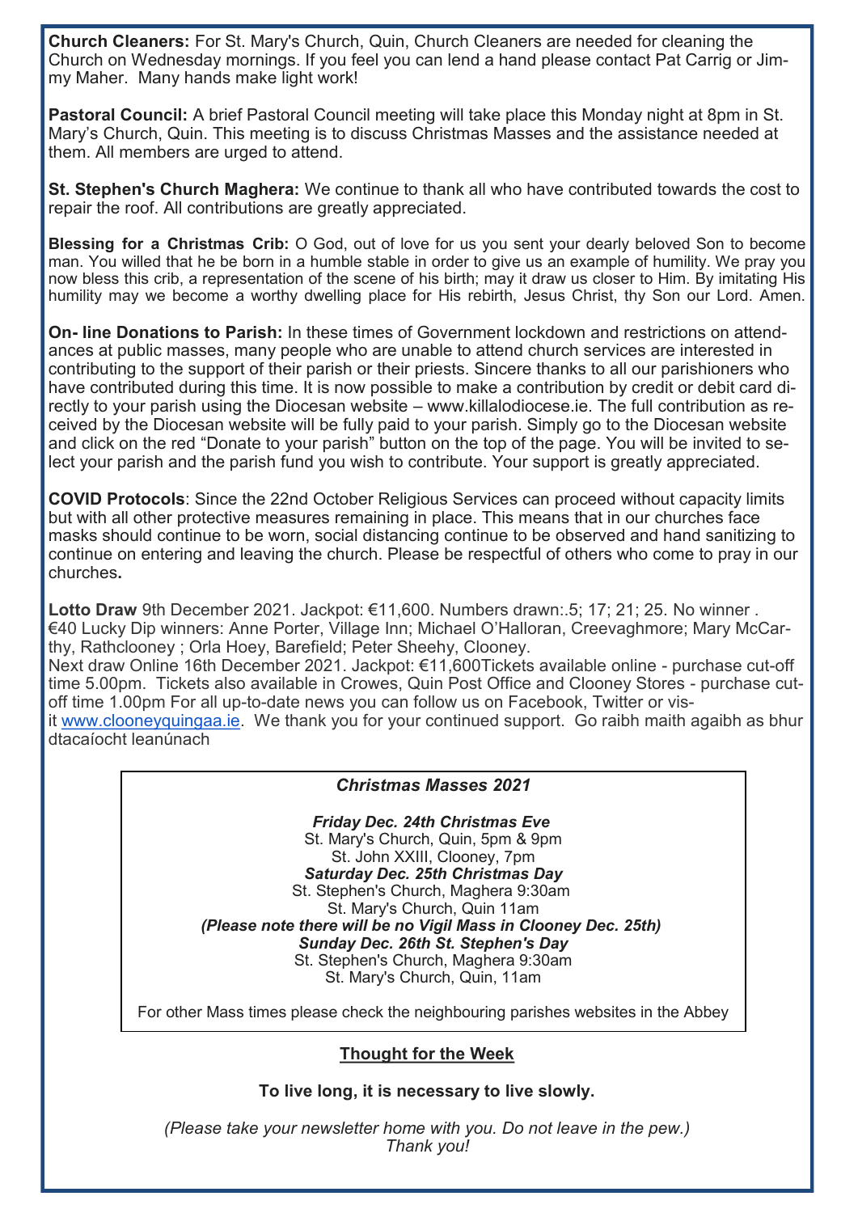**Church Cleaners:** For St. Mary's Church, Quin, Church Cleaners are needed for cleaning the Church on Wednesday mornings. If you feel you can lend a hand please contact Pat Carrig or Jimmy Maher. Many hands make light work!

**Pastoral Council:** A brief Pastoral Council meeting will take place this Monday night at 8pm in St. Mary's Church, Quin. This meeting is to discuss Christmas Masses and the assistance needed at them. All members are urged to attend.

**St. Stephen's Church Maghera:** We continue to thank all who have contributed towards the cost to repair the roof. All contributions are greatly appreciated.

**Blessing for a Christmas Crib:** O God, out of love for us you sent your dearly beloved Son to become man. You willed that he be born in a humble stable in order to give us an example of humility. We pray you now bless this crib, a representation of the scene of his birth; may it draw us closer to Him. By imitating His humility may we become a worthy dwelling place for His rebirth, Jesus Christ, thy Son our Lord. Amen.

**On- line Donations to Parish:** In these times of Government lockdown and restrictions on attendances at public masses, many people who are unable to attend church services are interested in contributing to the support of their parish or their priests. Sincere thanks to all our parishioners who have contributed during this time. It is now possible to make a contribution by credit or debit card directly to your parish using the Diocesan website – www.killalodiocese.ie. The full contribution as received by the Diocesan website will be fully paid to your parish. Simply go to the Diocesan website and click on the red "Donate to your parish" button on the top of the page. You will be invited to select your parish and the parish fund you wish to contribute. Your support is greatly appreciated.

**COVID Protocols**: Since the 22nd October Religious Services can proceed without capacity limits but with all other protective measures remaining in place. This means that in our churches face masks should continue to be worn, social distancing continue to be observed and hand sanitizing to continue on entering and leaving the church. Please be respectful of others who come to pray in our churches**.**

**Lotto Draw** 9th December 2021. Jackpot: €11,600. Numbers drawn:.5; 17; 21; 25. No winner . €40 Lucky Dip winners: Anne Porter, Village Inn; Michael O'Halloran, Creevaghmore; Mary McCarthy, Rathclooney ; Orla Hoey, Barefield; Peter Sheehy, Clooney.
Next draw Online 16th December 2021. Jackpot: €11,600Tickets available online - purchase cut-off time 5.00pm. Tickets also available in Crowes, Quin Post Office and Clooney Stores - purchase cut-off time 1.00pm For all up-to-date news you can follow us on Facebook, Twitter or visit www.clooneyquingaa.ie. We thank you for your continued support. Go raibh maith agaibh as bhur dtacaíocht leanúnach

***Christmas Masses 2021***

***Friday Dec. 24th Christmas Eve***
St. Mary's Church, Quin, 5pm & 9pm
St. John XXIII, Clooney, 7pm
***Saturday Dec. 25th Christmas Day***
St. Stephen's Church, Maghera 9:30am
St. Mary's Church, Quin 11am
***(Please note there will be no Vigil Mass in Clooney Dec. 25th)***
***Sunday Dec. 26th St. Stephen's Day***
St. Stephen's Church, Maghera 9:30am
St. Mary's Church, Quin, 11am

For other Mass times please check the neighbouring parishes websites in the Abbey

## Thought for the Week

**To live long, it is necessary to live slowly.**

*(Please take your newsletter home with you. Do not leave in the pew.)*
*Thank you!*